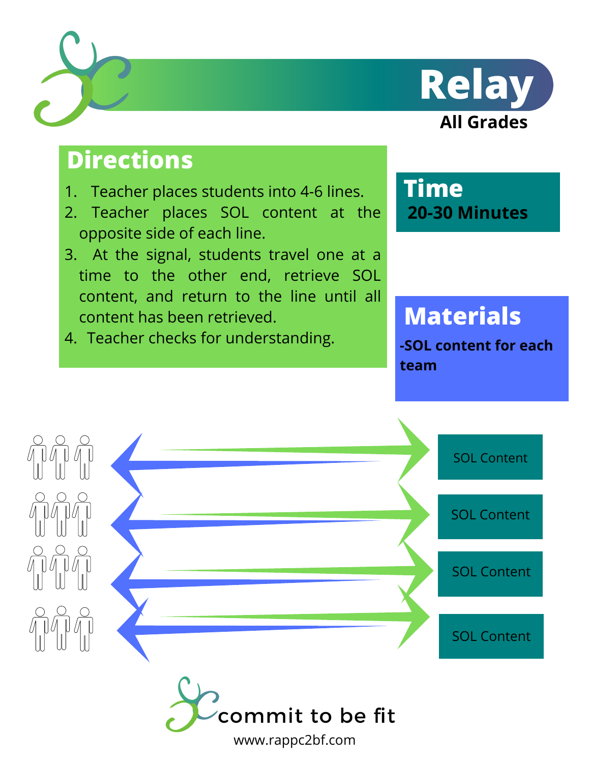# Relay

**All Grades**

## Directions

1. Teacher places students into 4-6 lines.
2. Teacher places SOL content at the opposite side of each line.
3. At the signal, students travel one at a time to the other end, retrieve SOL content, and return to the line until all content has been retrieved.
4. Teacher checks for understanding.

## Time

**20-30 Minutes**

## Materials

**-SOL content for each team**

SOL Content

SOL Content

SOL Content

SOL Content

commit to be fit

www.rappc2bf.com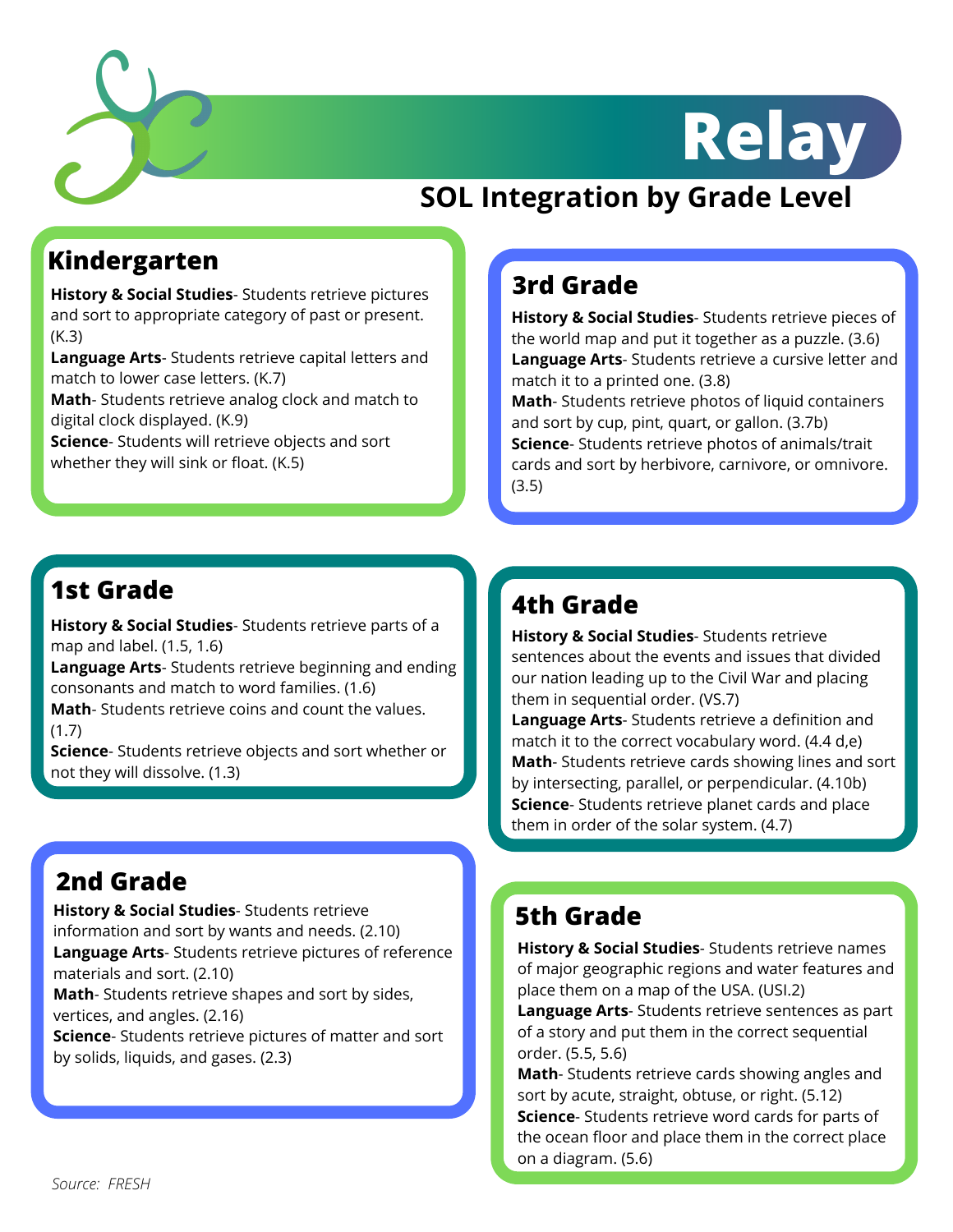# Relay

## SOL Integration by Grade Level

### Kindergarten

**History & Social Studies**- Students retrieve pictures and sort to appropriate category of past or present. (K.3)
**Language Arts**- Students retrieve capital letters and match to lower case letters. (K.7)
**Math**- Students retrieve analog clock and match to digital clock displayed. (K.9)
**Science**- Students will retrieve objects and sort whether they will sink or float. (K.5)

### 1st Grade

**History & Social Studies**- Students retrieve parts of a map and label. (1.5, 1.6)
**Language Arts**- Students retrieve beginning and ending consonants and match to word families. (1.6)
**Math**- Students retrieve coins and count the values. (1.7)
**Science**- Students retrieve objects and sort whether or not they will dissolve. (1.3)

### 2nd Grade

**History & Social Studies**- Students retrieve information and sort by wants and needs. (2.10)
**Language Arts**- Students retrieve pictures of reference materials and sort. (2.10)
**Math**- Students retrieve shapes and sort by sides, vertices, and angles. (2.16)
**Science**- Students retrieve pictures of matter and sort by solids, liquids, and gases. (2.3)

### 3rd Grade

**History & Social Studies**- Students retrieve pieces of the world map and put it together as a puzzle. (3.6)
**Language Arts**- Students retrieve a cursive letter and match it to a printed one. (3.8)
**Math**- Students retrieve photos of liquid containers and sort by cup, pint, quart, or gallon. (3.7b)
**Science**- Students retrieve photos of animals/trait cards and sort by herbivore, carnivore, or omnivore. (3.5)

### 4th Grade

**History & Social Studies**- Students retrieve sentences about the events and issues that divided our nation leading up to the Civil War and placing them in sequential order. (VS.7)
**Language Arts**- Students retrieve a definition and match it to the correct vocabulary word. (4.4 d,e)
**Math**- Students retrieve cards showing lines and sort by intersecting, parallel, or perpendicular. (4.10b)
**Science**- Students retrieve planet cards and place them in order of the solar system. (4.7)

### 5th Grade

**History & Social Studies**- Students retrieve names of major geographic regions and water features and place them on a map of the USA. (USI.2)
**Language Arts**- Students retrieve sentences as part of a story and put them in the correct sequential order. (5.5, 5.6)
**Math**- Students retrieve cards showing angles and sort by acute, straight, obtuse, or right. (5.12)
**Science**- Students retrieve word cards for parts of the ocean floor and place them in the correct place on a diagram. (5.6)

*Source: FRESH*